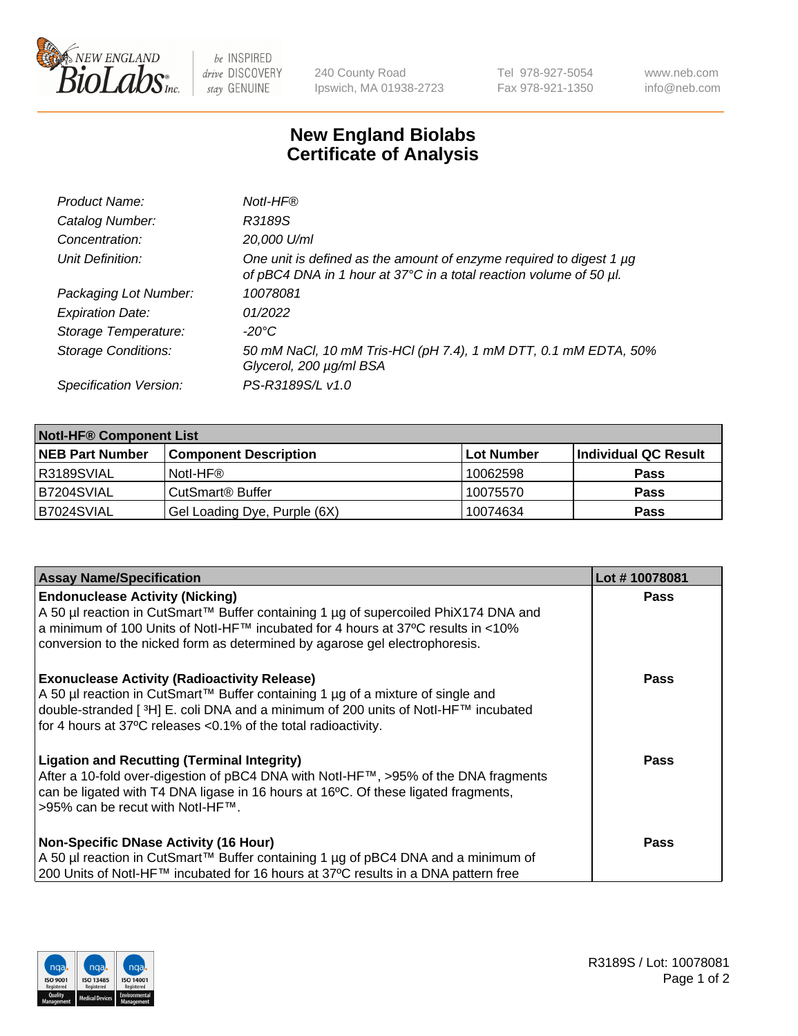# New England Biolabs Certificate of Analysis

| | |
|---|---|
| *Product Name:* | *NotI-HF®* |
| *Catalog Number:* | *R3189S* |
| *Concentration:* | *20,000 U/ml* |
| *Unit Definition:* | *One unit is defined as the amount of enzyme required to digest 1 µg of pBC4 DNA in 1 hour at 37°C in a total reaction volume of 50 µl.* |
| *Packaging Lot Number:* | *10078081* |
| *Expiration Date:* | *01/2022* |
| *Storage Temperature:* | *-20°C* |
| *Storage Conditions:* | *50 mM NaCl, 10 mM Tris-HCl (pH 7.4), 1 mM DTT, 0.1 mM EDTA, 50% Glycerol, 200 µg/ml BSA* |
| *Specification Version:* | *PS-R3189S/L v1.0* |

| NotI-HF® Component List | | | |
|---|---|---|---|
| **NEB Part Number** | **Component Description** | **Lot Number** | **Individual QC Result** |
| R3189SVIAL | NotI-HF® | 10062598 | **Pass** |
| B7204SVIAL | CutSmart® Buffer | 10075570 | **Pass** |
| B7024SVIAL | Gel Loading Dye, Purple (6X) | 10074634 | **Pass** |

| Assay Name/Specification | Lot # 10078081 |
|---|---|
| **Endonuclease Activity (Nicking)**<br>A 50 µl reaction in CutSmart™ Buffer containing 1 µg of supercoiled PhiX174 DNA and a minimum of 100 Units of NotI-HF™ incubated for 4 hours at 37ºC results in <10% conversion to the nicked form as determined by agarose gel electrophoresis. | **Pass** |
| **Exonuclease Activity (Radioactivity Release)**<br>A 50 µl reaction in CutSmart™ Buffer containing 1 µg of a mixture of single and double-stranded [ $^{3}$H] E. coli DNA and a minimum of 200 units of NotI-HF™ incubated for 4 hours at 37ºC releases <0.1% of the total radioactivity. | **Pass** |
| **Ligation and Recutting (Terminal Integrity)**<br>After a 10-fold over-digestion of pBC4 DNA with NotI-HF™, >95% of the DNA fragments can be ligated with T4 DNA ligase in 16 hours at 16ºC. Of these ligated fragments, >95% can be recut with NotI-HF™. | **Pass** |
| **Non-Specific DNase Activity (16 Hour)**<br>A 50 µl reaction in CutSmart™ Buffer containing 1 µg of pBC4 DNA and a minimum of 200 Units of NotI-HF™ incubated for 16 hours at 37ºC results in a DNA pattern free | **Pass** |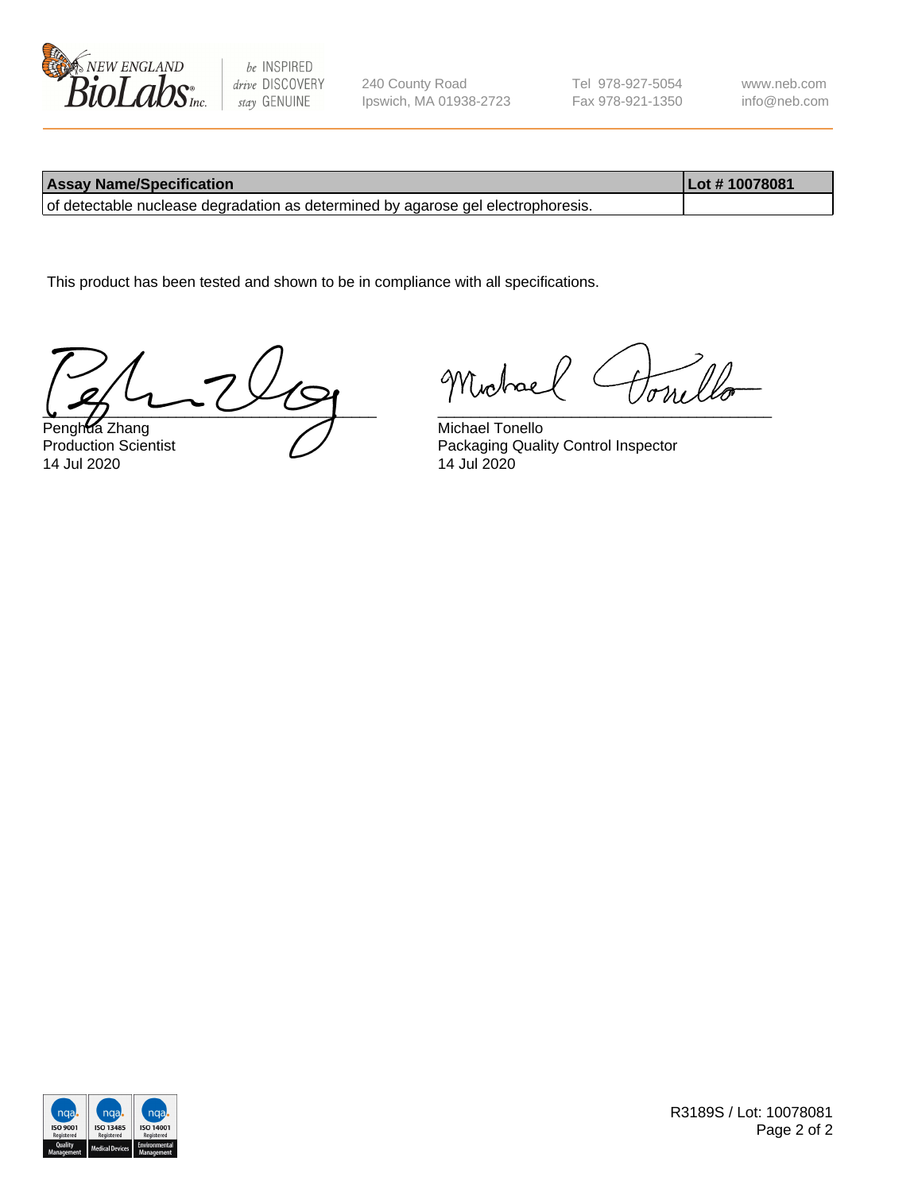| Assay Name/Specification | Lot # 10078081 |
| --- | --- |
| of detectable nuclease degradation as determined by agarose gel electrophoresis. | |

This product has been tested and shown to be in compliance with all specifications.

Penghua Zhang
Production Scientist
14 Jul 2020

Michael Tonello
Packaging Quality Control Inspector
14 Jul 2020

R3189S / Lot: 10078081